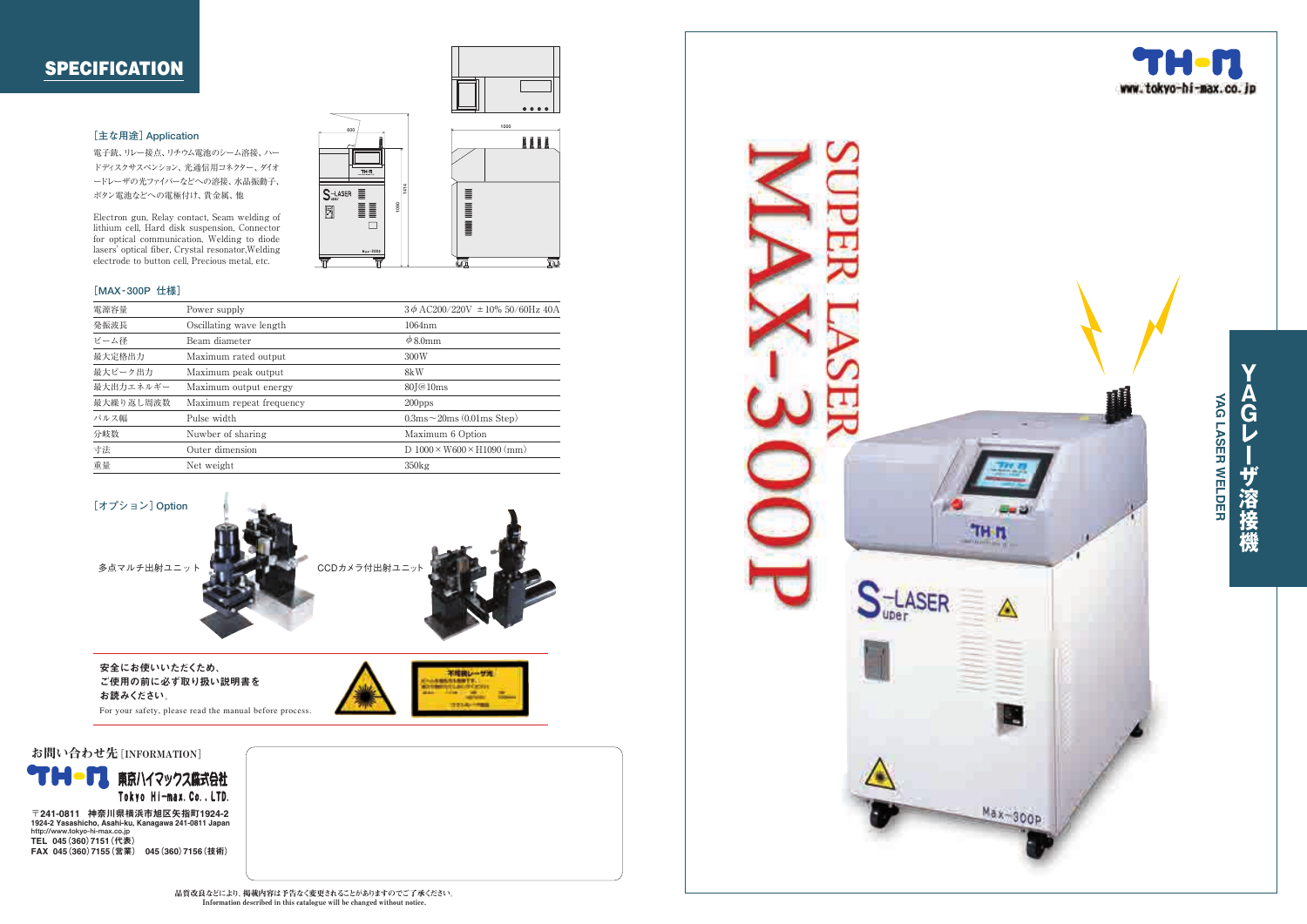## SPECIFICATION

[主な用途] Application

電子銃、リレー接点、リチウム電池のシーム溶接、ハードディスクサスペンション、光通信用コネクター、ダイオードレーザの光ファイバーなどへの溶接、水晶振動子、ボタン電池などへの電極付け、貴金属、他

Electron gun, Relay contact, Seam welding of lithium cell, Hard disk suspension, Connector for optical communication, Welding to diode lasers' optical fiber, Crystal resonator,Welding electrode to button cell, Precious metal, etc.

[MAX-300P 仕様]

| 電源容量 | Power supply | 3φ AC200/220V ±10% 50/60Hz 40A |
|---|---|---|
| 発振波長 | Oscillating wave length | 1064nm |
| ビーム径 | Beam diameter | φ8.0mm |
| 最大定格出力 | Maximum rated output | 300W |
| 最大ピーク出力 | Maximum peak output | 8kW |
| 最大出力エネルギー | Maximum output energy | 80J@10ms |
| 最大繰り返し周波数 | Maximum repeat frequency | 200pps |
| パルス幅 | Pulse width | 0.3ms～20ms (0.01ms Step) |
| 分岐数 | Nuwber of sharing | Maximum 6 Option |
| 寸法 | Outer dimension | D 1000×W600×H1090 (mm) |
| 重量 | Net weight | 350kg |

[オプション] Option

多点マルチ出射ユニット

CCDカメラ付出射ユニット

**安全にお使いいただくため、ご使用の前に必ず取り扱い説明書をお読みください。**

For your safety, please read the manual before process.

お問い合わせ先 [INFORMATION]

東京ハイマックス株式会社
Tokyo Hi-max. Co., LTD.

〒241-0811 神奈川県横浜市旭区矢指町1924-2
1924-2 Yasashicho, Asahi-ku, Kanagawa 241-0811 Japan
http://www.tokyo-hi-max.co.jp
TEL 045 (360) 7151 (代表)
FAX 045 (360) 7155 (営業) 045 (360) 7156 (技術)

品質改良などにより、掲載内容は予告なく変更されることがありますのでご了承ください。
Information described in this catalogue will be changed without notice.

www.tokyo-hi-max.co.jp

# SUPER LASER MAX-300P

## YAGレーザ溶接機
YAG LASER WELDER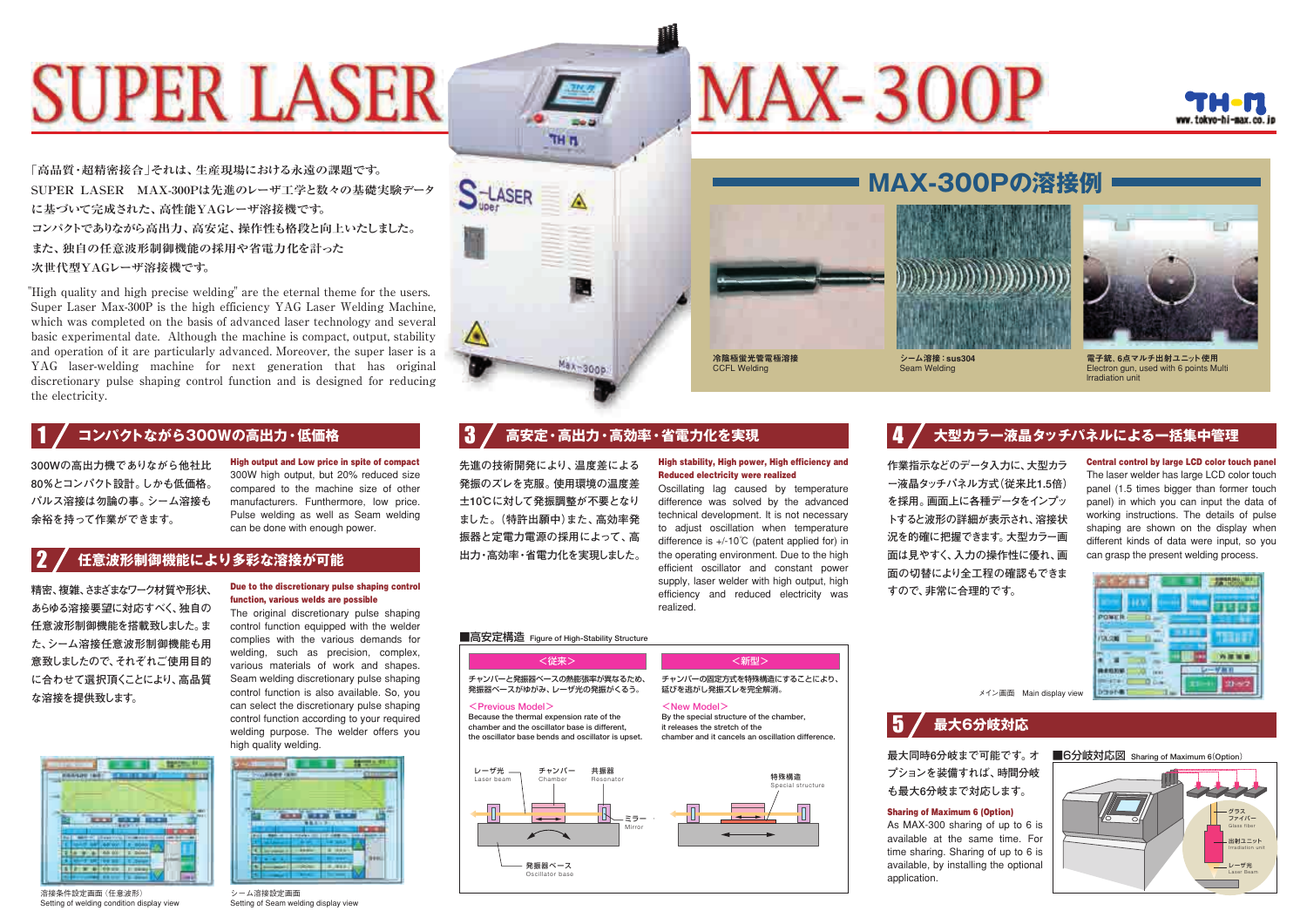# SUPER LASER MAX-300P

「高品質・超精密接合」それは、生産現場における永遠の課題です。
SUPER LASER　MAX-300Pは先進のレーザ工学と数々の基礎実験データに基づいて完成された、高性能YAGレーザ溶接機です。
コンパクトでありながら高出力、高安定、操作性も格段と向上いたしました。
また、独自の任意波形制御機能の採用や省電力化を計った次世代型YAGレーザ溶接機です。

"High quality and high precise welding" are the eternal theme for the users. Super Laser Max-300P is the high efficiency YAG Laser Welding Machine, which was completed on the basis of advanced laser technology and several basic experimental date. Although the machine is compact, output, stability and operation of it are particularly advanced. Moreover, the super laser is a YAG laser-welding machine for next generation that has original discretionary pulse shaping control function and is designed for reducing the electricity.

## MAX-300Pの溶接例

冷陰極蛍光管電極溶接
CCFL Welding

シーム溶接：sus304
Seam Welding

電子銃、6点マルチ出射ユニット使用
Electron gun, used with 6 points Multi Irradiation unit

## 1 / コンパクトながら300Wの高出力・低価格

300Wの高出力機でありながら他社比80%とコンパクト設計。しかも低価格。パルス溶接は勿論の事。シーム溶接も余裕を持って作業ができます。

**High output and Low price in spite of compact**
300W high output, but 20% reduced size compared to the machine size of other manufacturers. Furthermore, low price. Pulse welding as well as Seam welding can be done with enough power.

## 2 / 任意波形制御機能により多彩な溶接が可能

精密、複雑、さまざまなワーク材質や形状、あらゆる溶接要望に対応すべく、独自の任意波形制御機能を搭載致しました。また、シーム溶接任意波形制御機能も用意しましたので、それぞれご使用目的に合わせて選択頂くことにより、高品質な溶接を提供致します。

**Due to the discretionary pulse shaping control function, various welds are possible**
The original discretionary pulse shaping control function equipped with the welder complies with the various demands for welding, such as precision, complex, various materials of work and shapes. Seam welding discretionary pulse shaping control function is also available. So, you can select the discretionary pulse shaping control function according to your required welding purpose. The welder offers you high quality welding.

溶接条件設定画面（任意波形）
Setting of welding condition display view

シーム溶接設定画面
Setting of Seam welding display view

## 3 / 高安定・高出力・高効率・省電力化を実現

先進の技術開発により、温度差による発振のズレを克服。使用環境の温度差±10℃に対して発振調整が不要となりました。（特許出願中）また、高効率発振器と定電力電源の採用によって、高出力・高効率・省電力化を実現しました。

**High stability, High power, High efficiency and Reduced electricity were realized**
Oscillating lag caused by temperature difference was solved by the advanced technical development. It is not necessary to adjust oscillation when temperature difference is +/-10℃ (patent applied for) in the operating environment. Due to the high efficient oscillator and constant power supply, laser welder with high output, high efficiency and reduced electricity was realized.

### ■高安定構造 Figure of High-Stability Structure

＜従来＞
チャンバーと発振器ベースの熱膨張率が異なるため、発振器ベースがゆがみ、レーザ光の発振がくるう。

＜Previous Model＞
Because the thermal expansion rate of the chamber and the oscillator base is different, the oscillator base bends and oscillator is upset.

＜新型＞
チャンバーの固定方式を特殊構造にすることにより、延びを逃がし発振ズレを完全解消。

＜New Model＞
By the special structure of the chamber, it releases the stretch of the chamber and it cancels an oscillation difference.

レーザ光 Laser beam
チャンバー Chamber
共振器 Resonator
ミラー Mirror
発振器ベース Oscillator base
特殊構造 Special structure

## 4 / 大型カラー液晶タッチパネルによる一括集中管理

作業指示などのデータ入力に、大型カラー液晶タッチパネル方式（従来比1.5倍）を採用。画面上に各種データをインプットすると波形の詳細が表示され、溶接状況を的確に把握できます。大型カラー画面は見やすく、入力の操作性に優れ、画面の切替により全工程の確認もできますので、非常に合理的です。

**Central control by large LCD color touch panel**
The laser welder has large LCD color touch panel (1.5 times bigger than former touch panel) in which you can input the data of working instructions. The details of pulse shaping are shown on the display when different kinds of data were input, so you can grasp the present welding process.

メイン画面　Main display view

## 5 / 最大6分岐対応

最大同時6分岐まで可能です。オプションを装備すれば、時間分岐も最大6分岐まで対応します。

**Sharing of Maximum 6 (Option)**
As MAX-300 sharing of up to 6 is available at the same time. For time sharing. Sharing of up to 6 is available, by installing the optional application.

### ■6分岐対応図 Sharing of Maximum 6(Option)

グラスファイバー Glass fiber
出射ユニット Irradiation unit
レーザ光 Laser Beam